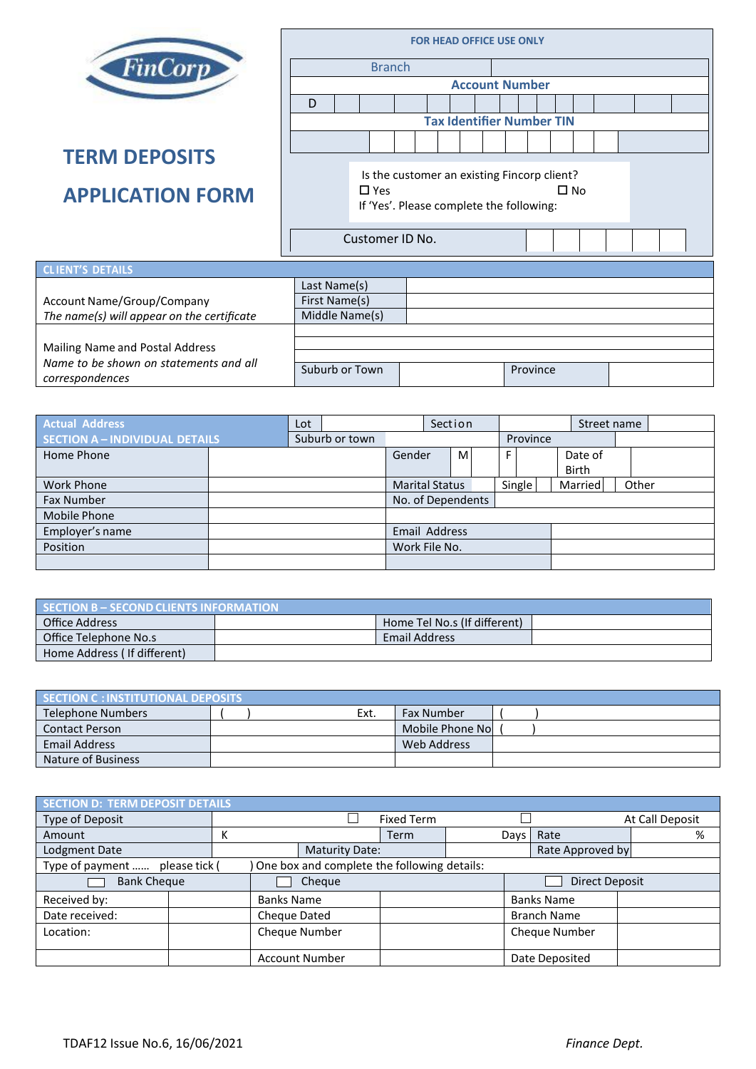FinCorp

# TERM DEPOSITS APPLICATION FORM

| FOR HEAD OFFICE USE ONLY | | | | | | | | | | | | | |
|---|---|---|---|---|---|---|---|---|---|---|---|---|---|
| Branch | | | | | | | | | | | | | |
| Account Number | | | | | | | | | | | | | |
| D | | | | | | | | | | | | | |
| Tax Identifier Number TIN | | | | | | | | | | | | | |
| | | | | | | | | | | | | | |

Is the customer an existing Fincorp client?
☐ Yes ☐ No
If 'Yes'. Please complete the following:

| Customer ID No. | | | | | | | |
|---|---|---|---|---|---|---|---|

| CLIENT'S DETAILS | | | | |
|---|---|---|---|---|
| Account Name/Group/Company *The name(s) will appear on the certificate* | Last Name(s) | | | |
| | First Name(s) | | | |
| | Middle Name(s) | | | |
| Mailing Name and Postal Address *Name to be shown on statements and all correspondences* | | | | |
| | | | | |
| | | | | |
| | Suburb or Town | | Province | |

| Actual Address | Lot | | Section | | Street name | | |
|---|---|---|---|---|---|---|---|
| SECTION A – INDIVIDUAL DETAILS | Suburb or town | | | Province | | | |

| Home Phone | | Gender | M | | F | | Date of Birth | |
|---|---|---|---|---|---|---|---|---|
| Work Phone | | Marital Status | | Single | | Married | | Other |
| Fax Number | | No. of Dependents | | | | | | |
| Mobile Phone | | | | | | | | |
| Employer's name | | Email Address | | | | | | |
| Position | | Work File No. | | | | | | |
| | | | | | | | | |

| SECTION B – SECOND CLIENTS INFORMATION | | | |
|---|---|---|---|
| Office Address | | Home Tel No.s (If different) | |
| Office Telephone No.s | | Email Address | |
| Home Address ( If different) | | | |

| SECTION C : INSTITUTIONAL DEPOSITS | | | |
|---|---|---|---|
| Telephone Numbers | (    )                    Ext. | Fax Number | (    ) |
| Contact Person | | Mobile Phone No | (    ) |
| Email Address | | Web Address | |
| Nature of Business | | | |

| SECTION D: TERM DEPOSIT DETAILS | | | | | | |
|---|---|---|---|---|---|---|
| Type of Deposit | | ☐ Fixed Term | | ☐ At Call Deposit | | |
| Amount | K | Term | Days | Rate | | % |
| Lodgment Date | | Maturity Date: | | Rate Approved by | | |
| Type of payment …… please tick ( ) One box and complete the following details: | | | | | | |
| ☐ Bank Cheque | | ☐ Cheque | | ☐ Direct Deposit | | |
| Received by: | | Banks Name | | Banks Name | | |
| Date received: | | Cheque Dated | | Branch Name | | |
| Location: | | Cheque Number | | Cheque Number | | |
| | | Account Number | | Date Deposited | | |

TDAF12 Issue No.6, 16/06/2021 *Finance Dept.*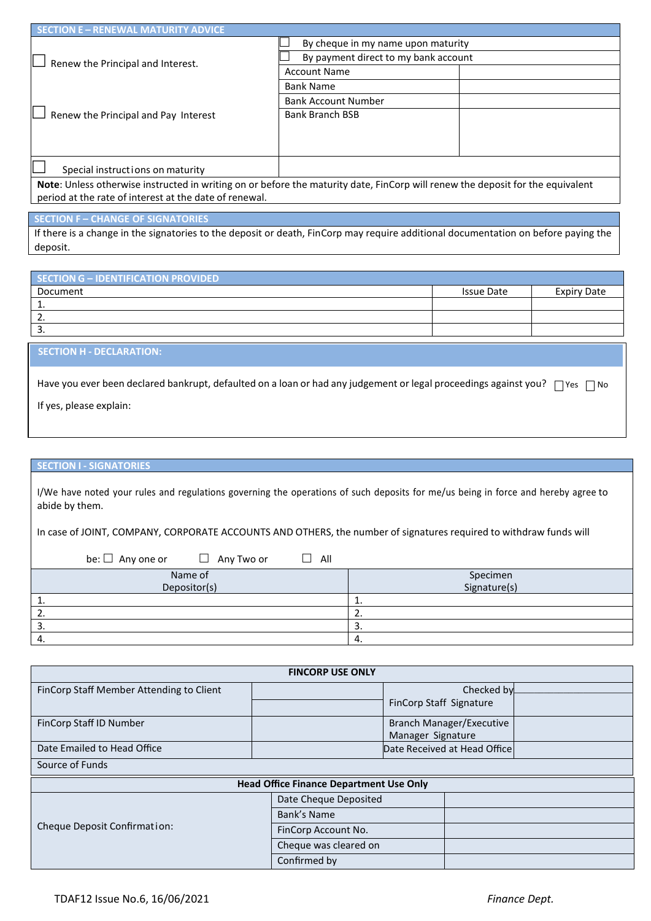## SECTION E – RENEWAL MATURITY ADVICE

| | | |
|---|---|---|
| ☐ Renew the Principal and Interest. | ☐ By cheque in my name upon maturity | |
| | ☐ By payment direct to my bank account | |
| | Account Name | |
| | Bank Name | |
| ☐ Renew the Principal and Pay Interest | Bank Account Number | |
| | Bank Branch BSB | |
| ☐ Special instructions on maturity | | |

**Note**: Unless otherwise instructed in writing on or before the maturity date, FinCorp will renew the deposit for the equivalent period at the rate of interest at the date of renewal.

## SECTION F – CHANGE OF SIGNATORIES

If there is a change in the signatories to the deposit or death, FinCorp may require additional documentation on before paying the deposit.

## SECTION G – IDENTIFICATION PROVIDED

| Document | Issue Date | Expiry Date |
|---|---|---|
| 1. | | |
| 2. | | |
| 3. | | |

## SECTION H - DECLARATION:

Have you ever been declared bankrupt, defaulted on a loan or had any judgement or legal proceedings against you? ☐ Yes ☐ No

If yes, please explain:

## SECTION I - SIGNATORIES

I/We have noted your rules and regulations governing the operations of such deposits for me/us being in force and hereby agree to abide by them.

In case of JOINT, COMPANY, CORPORATE ACCOUNTS AND OTHERS, the number of signatures required to withdraw funds will

be: ☐ Any one or ☐ Any Two or ☐ All

| Name of Depositor(s) | Specimen Signature(s) |
|---|---|
| 1. | 1. |
| 2. | 2. |
| 3. | 3. |
| 4. | 4. |

**FINCORP USE ONLY**

| | | | |
|---|---|---|---|
| FinCorp Staff Member Attending to Client | | Checked by FinCorp Staff Signature | |
| FinCorp Staff ID Number | | Branch Manager/Executive Manager Signature | |
| Date Emailed to Head Office | | Date Received at Head Office | |
| Source of Funds | | | |

**Head Office Finance Department Use Only**

| | | |
|---|---|---|
| Cheque Deposit Confirmation: | Date Cheque Deposited | |
| | Bank's Name | |
| | FinCorp Account No. | |
| | Cheque was cleared on | |
| | Confirmed by | |

TDAF12 Issue No.6, 16/06/2021 *Finance Dept.*